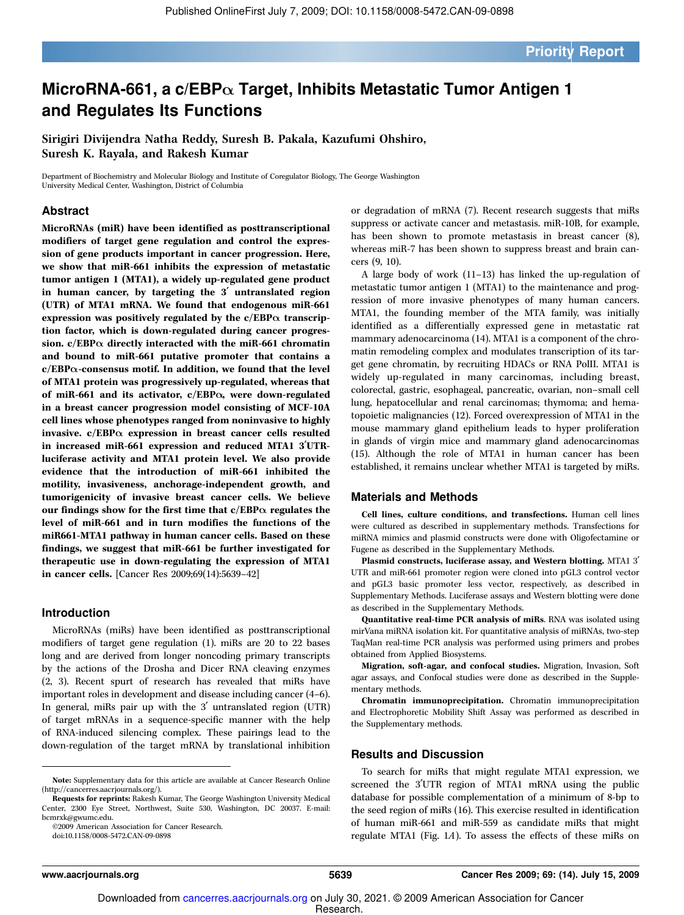# MicroRNA-661, a c/EBPα Target, Inhibits Metastatic Tumor Antigen 1 and Regulates Its Functions

**Sirigiri Divijendra Natha Reddy, Suresh B. Pakala, Kazufumi Ohshiro, Suresh K. Rayala, and Rakesh Kumar**

Department of Biochemistry and Molecular Biology and Institute of Coregulator Biology, The George Washington University Medical Center, Washington, District of Columbia

## Abstract

**MicroRNAs (miR) have been identified as posttranscriptional modifiers of target gene regulation and control the expression of gene products important in cancer progression. Here, we show that miR-661 inhibits the expression of metastatic tumor antigen 1 (MTA1), a widely up-regulated gene product in human cancer, by targeting the 3′ untranslated region (UTR) of MTA1 mRNA. We found that endogenous miR-661 expression was positively regulated by the c/EBPα transcription factor, which is down-regulated during cancer progression. c/EBPα directly interacted with the miR-661 chromatin and bound to miR-661 putative promoter that contains a c/EBPα-consensus motif. In addition, we found that the level of MTA1 protein was progressively up-regulated, whereas that of miR-661 and its activator, c/EBPα, were down-regulated in a breast cancer progression model consisting of MCF-10A cell lines whose phenotypes ranged from noninvasive to highly invasive. c/EBPα expression in breast cancer cells resulted in increased miR-661 expression and reduced MTA1 3′UTR-luciferase activity and MTA1 protein level. We also provide evidence that the introduction of miR-661 inhibited the motility, invasiveness, anchorage-independent growth, and tumorigenicity of invasive breast cancer cells. We believe our findings show for the first time that c/EBPα regulates the level of miR-661 and in turn modifies the functions of the miR661-MTA1 pathway in human cancer cells. Based on these findings, we suggest that miR-661 be further investigated for therapeutic use in down-regulating the expression of MTA1 in cancer cells.** [Cancer Res 2009;69(14):5639–42]

## Introduction

MicroRNAs (miRs) have been identified as posttranscriptional modifiers of target gene regulation (1). miRs are 20 to 22 bases long and are derived from longer noncoding primary transcripts by the actions of the Drosha and Dicer RNA cleaving enzymes (2, 3). Recent spurt of research has revealed that miRs have important roles in development and disease including cancer (4–6). In general, miRs pair up with the 3′ untranslated region (UTR) of target mRNAs in a sequence-specific manner with the help of RNA-induced silencing complex. These pairings lead to the down-regulation of the target mRNA by translational inhibition or degradation of mRNA (7). Recent research suggests that miRs suppress or activate cancer and metastasis. miR-10B, for example, has been shown to promote metastasis in breast cancer (8), whereas miR-7 has been shown to suppress breast and brain cancers (9, 10).

A large body of work (11–13) has linked the up-regulation of metastatic tumor antigen 1 (MTA1) to the maintenance and progression of more invasive phenotypes of many human cancers. MTA1, the founding member of the MTA family, was initially identified as a differentially expressed gene in metastatic rat mammary adenocarcinoma (14). MTA1 is a component of the chromatin remodeling complex and modulates transcription of its target gene chromatin, by recruiting HDACs or RNA PolII. MTA1 is widely up-regulated in many carcinomas, including breast, colorectal, gastric, esophageal, pancreatic, ovarian, non–small cell lung, hepatocellular and renal carcinomas; thymoma; and hematopoietic malignancies (12). Forced overexpression of MTA1 in the mouse mammary gland epithelium leads to hyper proliferation in glands of virgin mice and mammary gland adenocarcinomas (15). Although the role of MTA1 in human cancer has been established, it remains unclear whether MTA1 is targeted by miRs.

## Materials and Methods

**Cell lines, culture conditions, and transfections.** Human cell lines were cultured as described in supplementary methods. Transfections for miRNA mimics and plasmid constructs were done with Oligofectamine or Fugene as described in the Supplementary Methods.

**Plasmid constructs, luciferase assay, and Western blotting.** MTA1 3′ UTR and miR-661 promoter region were cloned into pGL3 control vector and pGL3 basic promoter less vector, respectively, as described in Supplementary Methods. Luciferase assays and Western blotting were done as described in the Supplementary Methods.

**Quantitative real-time PCR analysis of miRs.** RNA was isolated using mirVana miRNA isolation kit. For quantitative analysis of miRNAs, two-step TaqMan real-time PCR analysis was performed using primers and probes obtained from Applied Biosystems.

**Migration, soft-agar, and confocal studies.** Migration, Invasion, Soft agar assays, and Confocal studies were done as described in the Supplementary methods.

**Chromatin immunoprecipitation.** Chromatin immunoprecipitation and Electrophoretic Mobility Shift Assay was performed as described in the Supplementary methods.

## Results and Discussion

To search for miRs that might regulate MTA1 expression, we screened the 3′UTR region of MTA1 mRNA using the public database for possible complementation of a minimum of 8-bp to the seed region of miRs (16). This exercise resulted in identification of human miR-661 and miR-559 as candidate miRs that might regulate MTA1 (Fig. 1*A*). To assess the effects of these miRs on

---

**Note:** Supplementary data for this article are available at Cancer Research Online (http://cancerres.aacrjournals.org/).

**Requests for reprints:** Rakesh Kumar, The George Washington University Medical Center, 2300 Eye Street, Northwest, Suite 530, Washington, DC 20037. E-mail: bcmrxk@gwumc.edu.

©2009 American Association for Cancer Research.

doi:10.1158/0008-5472.CAN-09-0898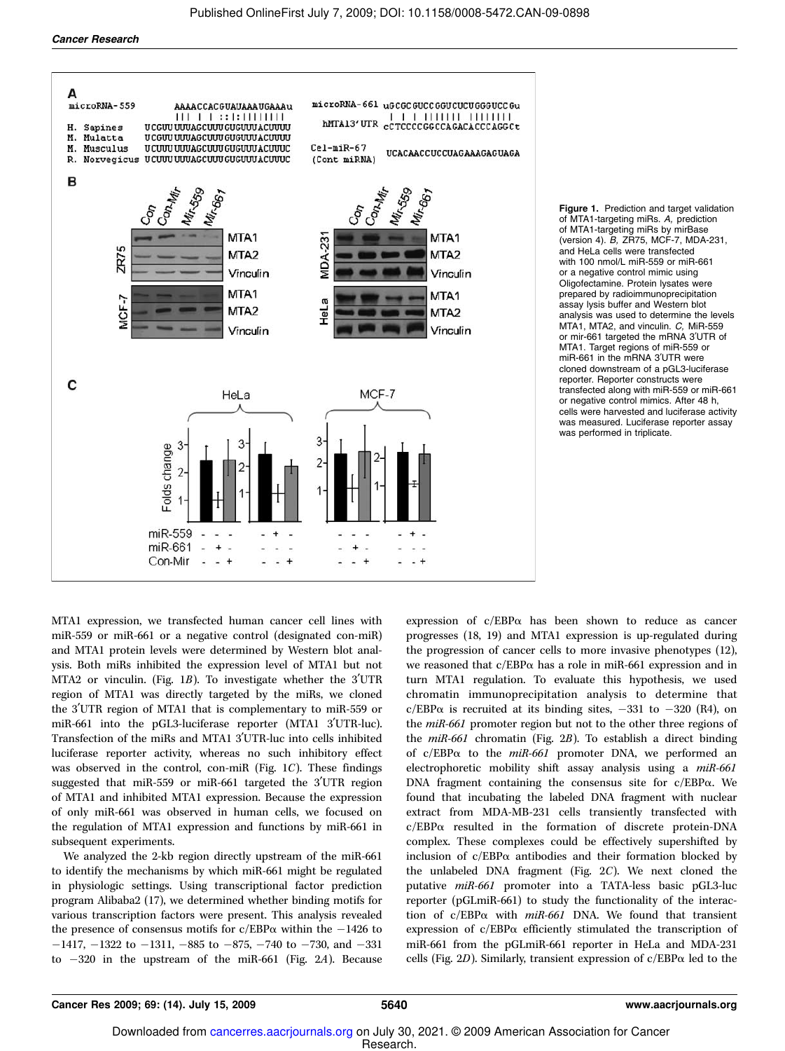**Figure 1.** Prediction and target validation of MTA1-targeting miRs. *A,* prediction of MTA1-targeting miRs by mirBase (version 4). *B,* ZR75, MCF-7, MDA-231, and HeLa cells were transfected with 100 nmol/L miR-559 or miR-661 or a negative control mimic using Oligofectamine. Protein lysates were prepared by radioimmunoprecipitation assay lysis buffer and Western blot analysis was used to determine the levels MTA1, MTA2, and vinculin. *C,* MiR-559 or mir-661 targeted the mRNA 3′UTR of MTA1. Target regions of miR-559 or miR-661 in the mRNA 3′UTR were cloned downstream of a pGL3-luciferase reporter. Reporter constructs were transfected along with miR-559 or miR-661 or negative control mimics. After 48 h, cells were harvested and luciferase activity was measured. Luciferase reporter assay was performed in triplicate.

MTA1 expression, we transfected human cancer cell lines with miR-559 or miR-661 or a negative control (designated con-miR) and MTA1 protein levels were determined by Western blot analysis. Both miRs inhibited the expression level of MTA1 but not MTA2 or vinculin. (Fig. 1*B*). To investigate whether the 3′UTR region of MTA1 was directly targeted by the miRs, we cloned the 3′UTR region of MTA1 that is complementary to miR-559 or miR-661 into the pGL3-luciferase reporter (MTA1 3′UTR-luc). Transfection of the miRs and MTA1 3′UTR-luc into cells inhibited luciferase reporter activity, whereas no such inhibitory effect was observed in the control, con-miR (Fig. 1*C*). These findings suggested that miR-559 or miR-661 targeted the 3′UTR region of MTA1 and inhibited MTA1 expression. Because the expression of only miR-661 was observed in human cells, we focused on the regulation of MTA1 expression and functions by miR-661 in subsequent experiments.

We analyzed the 2-kb region directly upstream of the miR-661 to identify the mechanisms by which miR-661 might be regulated in physiologic settings. Using transcriptional factor prediction program Alibaba2 (17), we determined whether binding motifs for various transcription factors were present. This analysis revealed the presence of consensus motifs for c/EBPα within the −1426 to −1417, −1322 to −1311, −885 to −875, −740 to −730, and −331 to −320 in the upstream of the miR-661 (Fig. 2*A*). Because expression of c/EBPα has been shown to reduce as cancer progresses (18, 19) and MTA1 expression is up-regulated during the progression of cancer cells to more invasive phenotypes (12), we reasoned that c/EBPα has a role in miR-661 expression and in turn MTA1 regulation. To evaluate this hypothesis, we used chromatin immunoprecipitation analysis to determine that c/EBPα is recruited at its binding sites, −331 to −320 (R4), on the *miR-661* promoter region but not to the other three regions of the *miR-661* chromatin (Fig. 2*B*). To establish a direct binding of c/EBPα to the *miR-661* promoter DNA, we performed an electrophoretic mobility shift assay analysis using a *miR-661* DNA fragment containing the consensus site for c/EBPα. We found that incubating the labeled DNA fragment with nuclear extract from MDA-MB-231 cells transiently transfected with c/EBPα resulted in the formation of discrete protein-DNA complex. These complexes could be effectively supershifted by inclusion of c/EBPα antibodies and their formation blocked by the unlabeled DNA fragment (Fig. 2*C*). We next cloned the putative *miR-661* promoter into a TATA-less basic pGL3-luc reporter (pGLmiR-661) to study the functionality of the interaction of c/EBPα with *miR-661* DNA. We found that transient expression of c/EBPα efficiently stimulated the transcription of miR-661 from the pGLmiR-661 reporter in HeLa and MDA-231 cells (Fig. 2*D*). Similarly, transient expression of c/EBPα led to the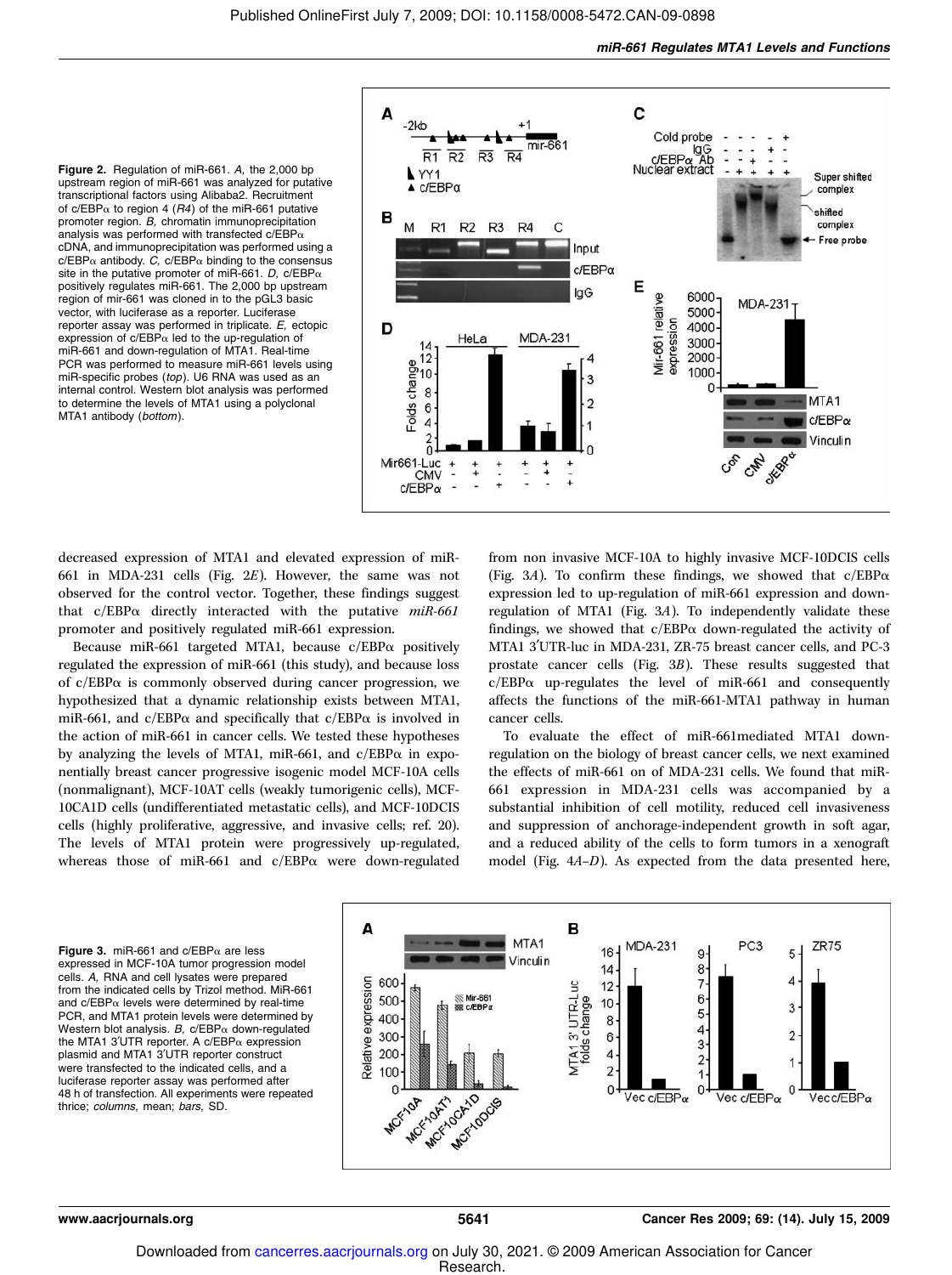**Figure 2.** Regulation of miR-661. *A*, the 2,000 bp upstream region of miR-661 was analyzed for putative transcriptional factors using Alibaba2. Recruitment of c/EBPα to region 4 (*R4*) of the miR-661 putative promoter region. *B*, chromatin immunoprecipitation analysis was performed with transfected c/EBPα cDNA, and immunoprecipitation was performed using a c/EBPα antibody. *C*, c/EBPα binding to the consensus site in the putative promoter of miR-661. *D*, c/EBPα positively regulates miR-661. The 2,000 bp upstream region of mir-661 was cloned in to the pGL3 basic vector, with luciferase as a reporter. Luciferase reporter assay was performed in triplicate. *E*, ectopic expression of c/EBPα led to the up-regulation of miR-661 and down-regulation of MTA1. Real-time PCR was performed to measure miR-661 levels using miR-specific probes (*top*). U6 RNA was used as an internal control. Western blot analysis was performed to determine the levels of MTA1 using a polyclonal MTA1 antibody (*bottom*).

decreased expression of MTA1 and elevated expression of miR-661 in MDA-231 cells (Fig. 2*E*). However, the same was not observed for the control vector. Together, these findings suggest that c/EBPα directly interacted with the putative *miR-661* promoter and positively regulated miR-661 expression.

Because miR-661 targeted MTA1, because c/EBPα positively regulated the expression of miR-661 (this study), and because loss of c/EBPα is commonly observed during cancer progression, we hypothesized that a dynamic relationship exists between MTA1, miR-661, and c/EBPα and specifically that c/EBPα is involved in the action of miR-661 in cancer cells. We tested these hypotheses by analyzing the levels of MTA1, miR-661, and c/EBPα in exponentially breast cancer progressive isogenic model MCF-10A cells (nonmalignant), MCF-10AT cells (weakly tumorigenic cells), MCF-10CA1D cells (undifferentiated metastatic cells), and MCF-10DCIS cells (highly proliferative, aggressive, and invasive cells; ref. 20). The levels of MTA1 protein were progressively up-regulated, whereas those of miR-661 and c/EBPα were down-regulated from non invasive MCF-10A to highly invasive MCF-10DCIS cells (Fig. 3*A*). To confirm these findings, we showed that c/EBPα expression led to up-regulation of miR-661 expression and down-regulation of MTA1 (Fig. 3*A*). To independently validate these findings, we showed that c/EBPα down-regulated the activity of MTA1 3′UTR-luc in MDA-231, ZR-75 breast cancer cells, and PC-3 prostate cancer cells (Fig. 3*B*). These results suggested that c/EBPα up-regulates the level of miR-661 and consequently affects the functions of the miR-661-MTA1 pathway in human cancer cells.

To evaluate the effect of miR-661mediated MTA1 down-regulation on the biology of breast cancer cells, we next examined the effects of miR-661 on of MDA-231 cells. We found that miR-661 expression in MDA-231 cells was accompanied by a substantial inhibition of cell motility, reduced cell invasiveness and suppression of anchorage-independent growth in soft agar, and a reduced ability of the cells to form tumors in a xenograft model (Fig. 4*A–D*). As expected from the data presented here,

**Figure 3.** miR-661 and c/EBPα are less expressed in MCF-10A tumor progression model cells. *A*, RNA and cell lysates were prepared from the indicated cells by Trizol method. MiR-661 and c/EBPα levels were determined by real-time PCR, and MTA1 protein levels were determined by Western blot analysis. *B*, c/EBPα down-regulated the MTA1 3′UTR reporter. A c/EBPα expression plasmid and MTA1 3′UTR reporter construct were transfected to the indicated cells, and a luciferase reporter assay was performed after 48 h of transfection. All experiments were repeated thrice; *columns*, mean; *bars*, SD.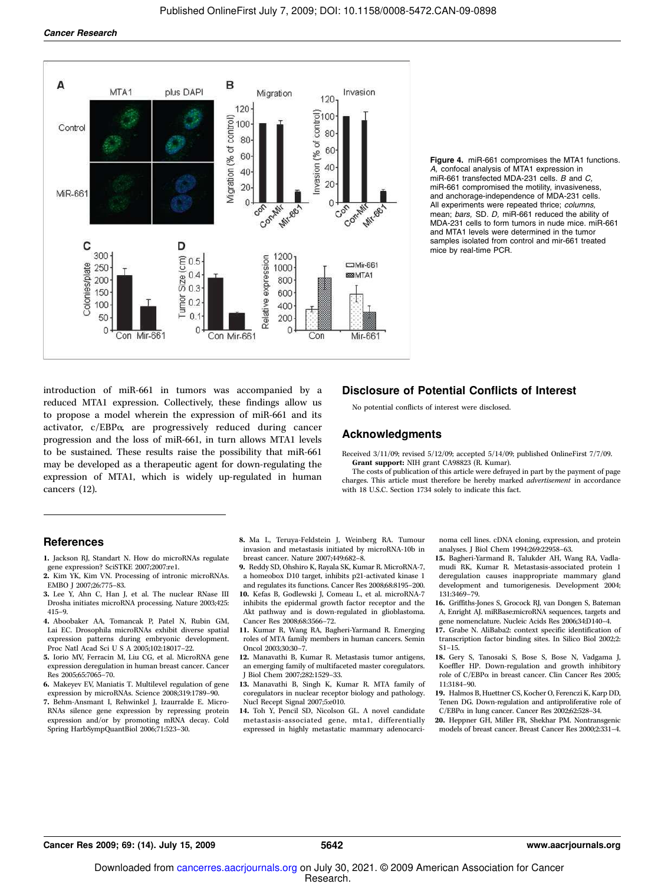**Figure 4.** miR-661 compromises the MTA1 functions. *A,* confocal analysis of MTA1 expression in miR-661 transfected MDA-231 cells. *B* and *C,* miR-661 compromised the motility, invasiveness, and anchorage-independence of MDA-231 cells. All experiments were repeated thrice; *columns,* mean; *bars,* SD. *D,* miR-661 reduced the ability of MDA-231 cells to form tumors in nude mice. miR-661 and MTA1 levels were determined in the tumor samples isolated from control and mir-661 treated mice by real-time PCR.

introduction of miR-661 in tumors was accompanied by a reduced MTA1 expression. Collectively, these findings allow us to propose a model wherein the expression of miR-661 and its activator, c/EBPα, are progressively reduced during cancer progression and the loss of miR-661, in turn allows MTA1 levels to be sustained. These results raise the possibility that miR-661 may be developed as a therapeutic agent for down-regulating the expression of MTA1, which is widely up-regulated in human cancers (12).

## Disclosure of Potential Conflicts of Interest

No potential conflicts of interest were disclosed.

## Acknowledgments

Received 3/11/09; revised 5/12/09; accepted 5/14/09; published OnlineFirst 7/7/09.

**Grant support:** NIH grant CA98823 (R. Kumar).

The costs of publication of this article were defrayed in part by the payment of page charges. This article must therefore be hereby marked *advertisement* in accordance with 18 U.S.C. Section 1734 solely to indicate this fact.

## References

1. Jackson RJ, Standart N. How do microRNAs regulate gene expression? SciSTKE 2007;2007:re1.
2. Kim YK, Kim VN. Processing of intronic microRNAs. EMBO J 2007;26:775–83.
3. Lee Y, Ahn C, Han J, et al. The nuclear RNase III Drosha initiates microRNA processing. Nature 2003;425:415–9.
4. Aboobaker AA, Tomancak P, Patel N, Rubin GM, Lai EC. Drosophila microRNAs exhibit diverse spatial expression patterns during embryonic development. Proc Natl Acad Sci U S A 2005;102:18017–22.
5. Iorio MV, Ferracin M, Liu CG, et al. MicroRNA gene expression deregulation in human breast cancer. Cancer Res 2005;65:7065–70.
6. Makeyev EV, Maniatis T. Multilevel regulation of gene expression by microRNAs. Science 2008;319:1789–90.
7. Behm-Ansmant I, Rehwinkel J, Izaurralde E. MicroRNAs silence gene expression by repressing protein expression and/or by promoting mRNA decay. Cold Spring HarbSympQuantBiol 2006;71:523–30.
8. Ma L, Teruya-Feldstein J, Weinberg RA. Tumour invasion and metastasis initiated by microRNA-10b in breast cancer. Nature 2007;449:682–8.
9. Reddy SD, Ohshiro K, Rayala SK, Kumar R. MicroRNA-7, a homeobox D10 target, inhibits p21-activated kinase 1 and regulates its functions. Cancer Res 2008;68:8195–200.
10. Kefas B, Godlewski J, Comeau L, et al. microRNA-7 inhibits the epidermal growth factor receptor and the Akt pathway and is down-regulated in glioblastoma. Cancer Res 2008;68:3566–72.
11. Kumar R, Wang RA, Bagheri-Yarmand R. Emerging roles of MTA family members in human cancers. Semin Oncol 2003;30:30–7.
12. Manavathi B, Kumar R. Metastasis tumor antigens, an emerging family of multifaceted master coregulators. J Biol Chem 2007;282:1529–33.
13. Manavathi B, Singh K, Kumar R. MTA family of coregulators in nuclear receptor biology and pathology. Nucl Recept Signal 2007;5:e010.
14. Toh Y, Pencil SD, Nicolson GL. A novel candidate metastasis-associated gene, mta1, differentially expressed in highly metastatic mammary adenocarcinoma cell lines. cDNA cloning, expression, and protein analyses. J Biol Chem 1994;269:22958–63.
15. Bagheri-Yarmand R, Talukder AH, Wang RA, Vadlamudi RK, Kumar R. Metastasis-associated protein 1 deregulation causes inappropriate mammary gland development and tumorigenesis. Development 2004;131:3469–79.
16. Griffiths-Jones S, Grocock RJ, van Dongen S, Bateman A, Enright AJ. miRBase:microRNA sequences, targets and gene nomenclature. Nucleic Acids Res 2006;34:D140–4.
17. Grabe N. AliBaba2: context specific identification of transcription factor binding sites. In Silico Biol 2002;2:S1–15.
18. Gery S, Tanosaki S, Bose S, Bose N, Vadgama J, Koeffler HP. Down-regulation and growth inhibitory role of C/EBPα in breast cancer. Clin Cancer Res 2005;11:3184–90.
19. Halmos B, Huettner CS, Kocher O, Ferenczi K, Karp DD, Tenen DG. Down-regulation and antiproliferative role of C/EBPα in lung cancer. Cancer Res 2002;62:528–34.
20. Heppner GH, Miller FR, Shekhar PM. Nontransgenic models of breast cancer. Breast Cancer Res 2000;2:331–4.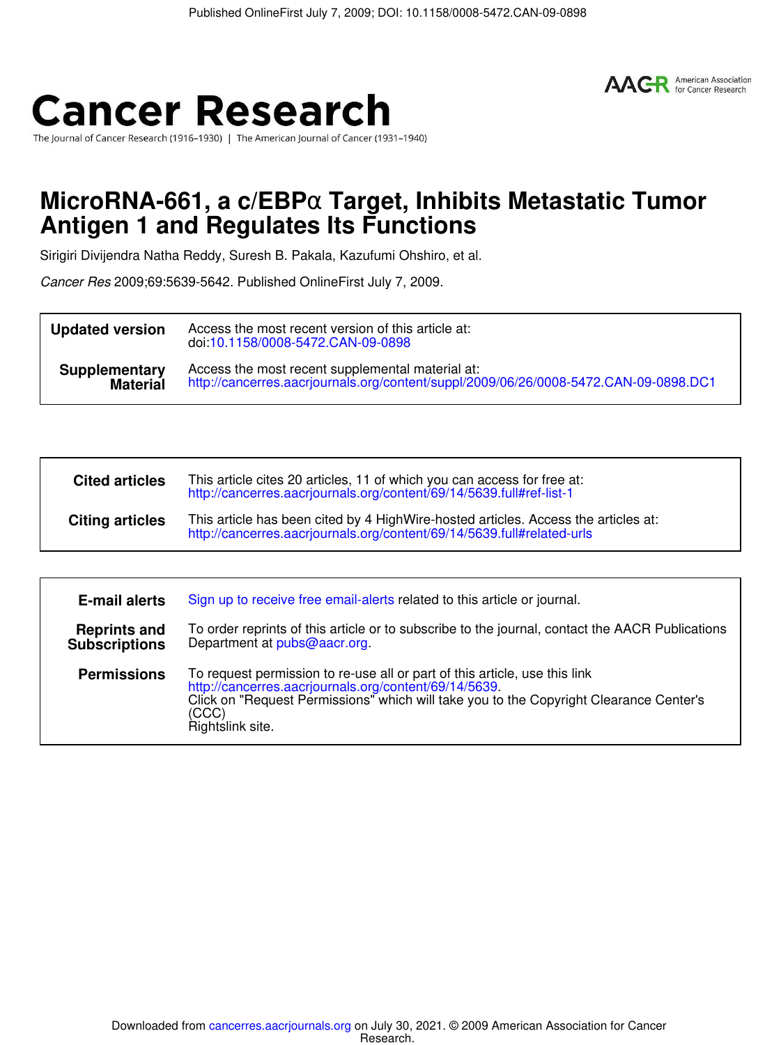Published OnlineFirst July 7, 2009; DOI: 10.1158/0008-5472.CAN-09-0898

# Cancer Research

The Journal of Cancer Research (1916–1930) | The American Journal of Cancer (1931–1940)

# MicroRNA-661, a c/EBPα Target, Inhibits Metastatic Tumor Antigen 1 and Regulates Its Functions

Sirigiri Divijendra Natha Reddy, Suresh B. Pakala, Kazufumi Ohshiro, et al.

*Cancer Res* 2009;69:5639-5642. Published OnlineFirst July 7, 2009.

| | |
|---|---|
| **Updated version** | Access the most recent version of this article at: doi:10.1158/0008-5472.CAN-09-0898 |
| **Supplementary Material** | Access the most recent supplemental material at: http://cancerres.aacrjournals.org/content/suppl/2009/06/26/0008-5472.CAN-09-0898.DC1 |

| | |
|---|---|
| **Cited articles** | This article cites 20 articles, 11 of which you can access for free at: http://cancerres.aacrjournals.org/content/69/14/5639.full#ref-list-1 |
| **Citing articles** | This article has been cited by 4 HighWire-hosted articles. Access the articles at: http://cancerres.aacrjournals.org/content/69/14/5639.full#related-urls |

| | |
|---|---|
| **E-mail alerts** | Sign up to receive free email-alerts related to this article or journal. |
| **Reprints and Subscriptions** | To order reprints of this article or to subscribe to the journal, contact the AACR Publications Department at pubs@aacr.org. |
| **Permissions** | To request permission to re-use all or part of this article, use this link http://cancerres.aacrjournals.org/content/69/14/5639. Click on "Request Permissions" which will take you to the Copyright Clearance Center's (CCC) Rightslink site. |

Downloaded from cancerres.aacrjournals.org on July 30, 2021. © 2009 American Association for Cancer Research.